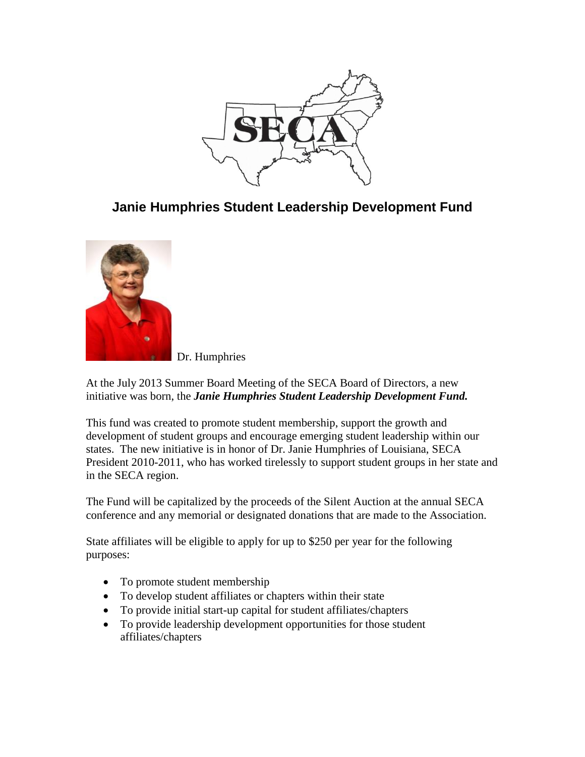## Janie Humphries Student Leadership Development Fund

Dr. Humphries

At the July 2013 Summer Board Meeting of the SECA Board of Directors, a new initiative was born, the ***Janie Humphries Student Leadership Development Fund.***

This fund was created to promote student membership, support the growth and development of student groups and encourage emerging student leadership within our states. The new initiative is in honor of Dr. Janie Humphries of Louisiana, SECA President 2010-2011, who has worked tirelessly to support student groups in her state and in the SECA region.

The Fund will be capitalized by the proceeds of the Silent Auction at the annual SECA conference and any memorial or designated donations that are made to the Association.

State affiliates will be eligible to apply for up to $250 per year for the following purposes:

- To promote student membership
- To develop student affiliates or chapters within their state
- To provide initial start-up capital for student affiliates/chapters
- To provide leadership development opportunities for those student affiliates/chapters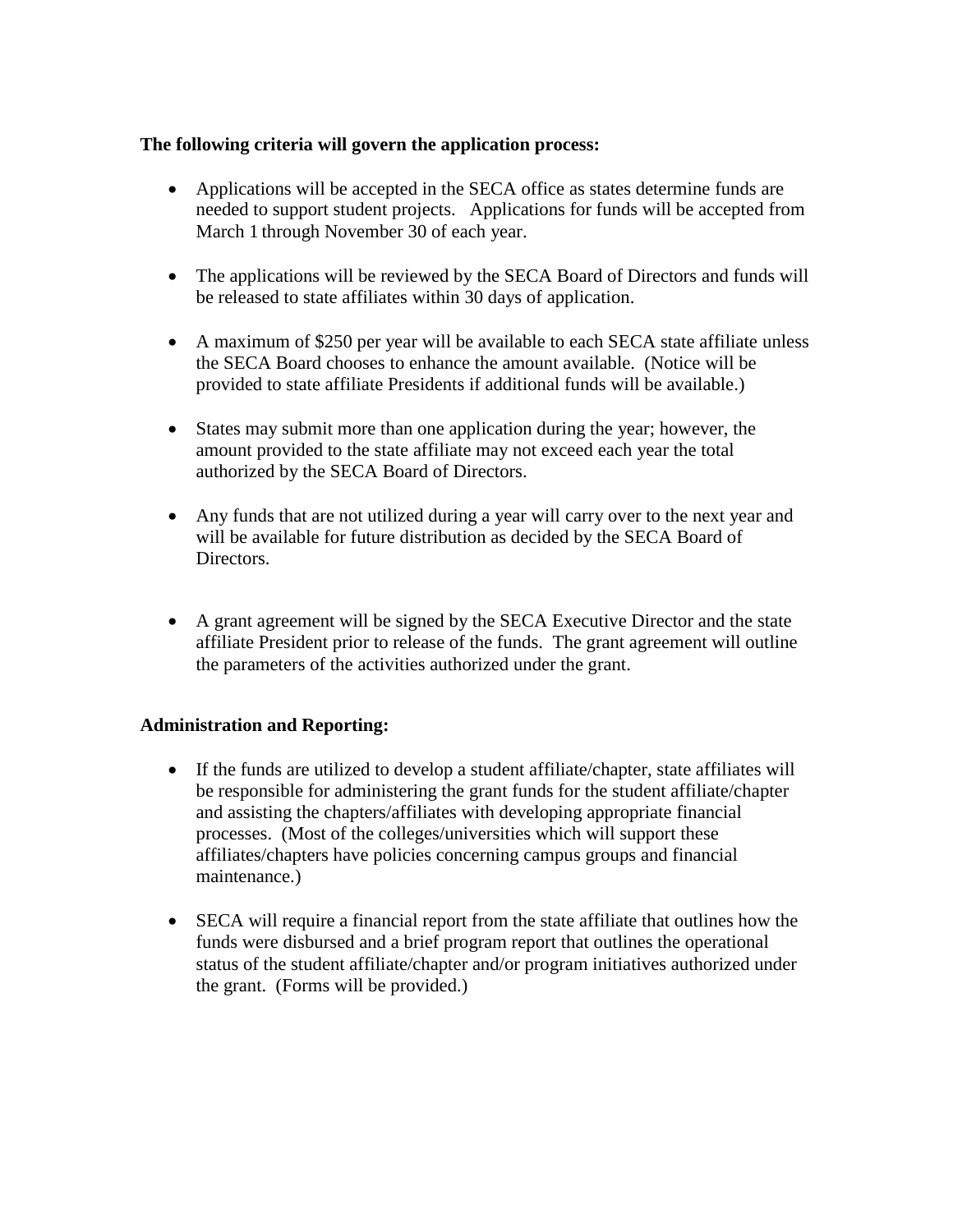**The following criteria will govern the application process:**

- Applications will be accepted in the SECA office as states determine funds are needed to support student projects. Applications for funds will be accepted from March 1 through November 30 of each year.

- The applications will be reviewed by the SECA Board of Directors and funds will be released to state affiliates within 30 days of application.

- A maximum of $250 per year will be available to each SECA state affiliate unless the SECA Board chooses to enhance the amount available. (Notice will be provided to state affiliate Presidents if additional funds will be available.)

- States may submit more than one application during the year; however, the amount provided to the state affiliate may not exceed each year the total authorized by the SECA Board of Directors.

- Any funds that are not utilized during a year will carry over to the next year and will be available for future distribution as decided by the SECA Board of Directors.

- A grant agreement will be signed by the SECA Executive Director and the state affiliate President prior to release of the funds. The grant agreement will outline the parameters of the activities authorized under the grant.

**Administration and Reporting:**

- If the funds are utilized to develop a student affiliate/chapter, state affiliates will be responsible for administering the grant funds for the student affiliate/chapter and assisting the chapters/affiliates with developing appropriate financial processes. (Most of the colleges/universities which will support these affiliates/chapters have policies concerning campus groups and financial maintenance.)

- SECA will require a financial report from the state affiliate that outlines how the funds were disbursed and a brief program report that outlines the operational status of the student affiliate/chapter and/or program initiatives authorized under the grant. (Forms will be provided.)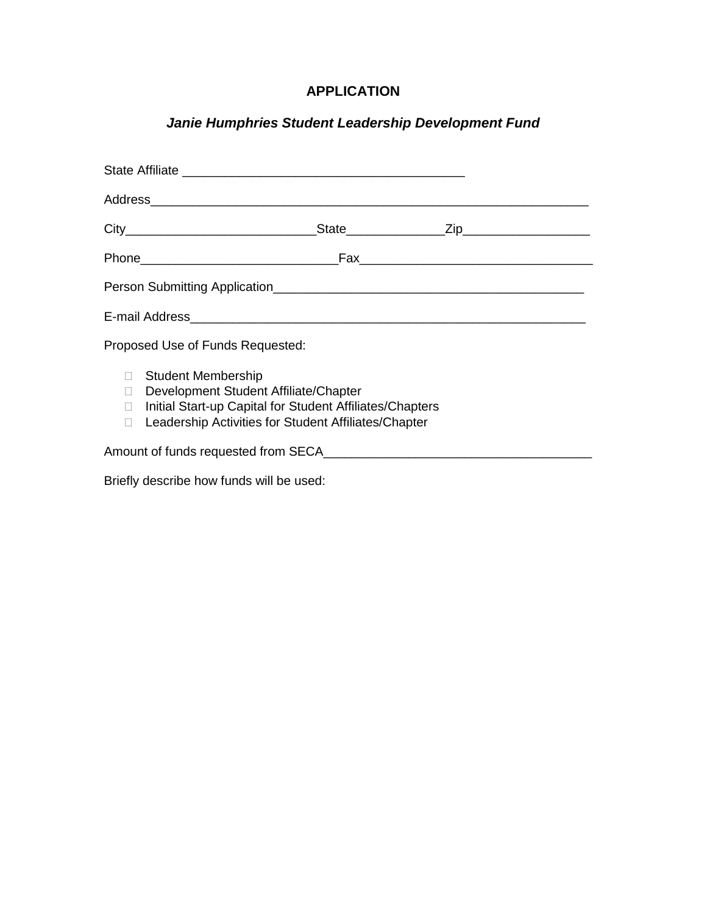# APPLICATION

## *Janie Humphries Student Leadership Development Fund*

State Affiliate ________________________________________

Address_______________________________________________________________

City___________________________State______________Zip__________________

Phone____________________________Fax_________________________________

Person Submitting Application____________________________________________

E-mail Address_________________________________________________________

Proposed Use of Funds Requested:

- ☐ Student Membership
- ☐ Development Student Affiliate/Chapter
- ☐ Initial Start-up Capital for Student Affiliates/Chapters
- ☐ Leadership Activities for Student Affiliates/Chapter

Amount of funds requested from SECA______________________________________

Briefly describe how funds will be used: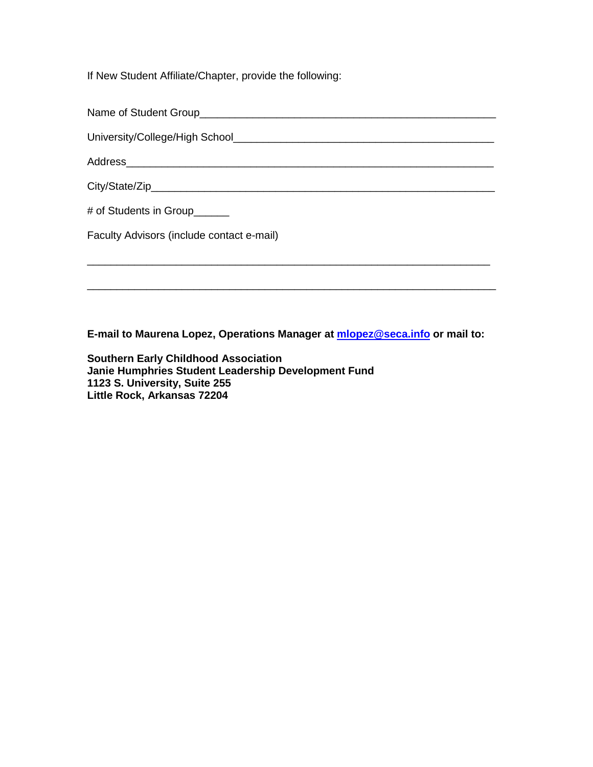If New Student Affiliate/Chapter, provide the following:

Name of Student Group____________________________________________________

University/College/High School____________________________________________

Address_______________________________________________________________

City/State/Zip__________________________________________________________

# of Students in Group______

Faculty Advisors (include contact e-mail)

______________________________________________________________________

______________________________________________________________________

**E-mail to Maurena Lopez, Operations Manager at mlopez@seca.info or mail to:**

**Southern Early Childhood Association**
**Janie Humphries Student Leadership Development Fund**
**1123 S. University, Suite 255**
**Little Rock, Arkansas 72204**